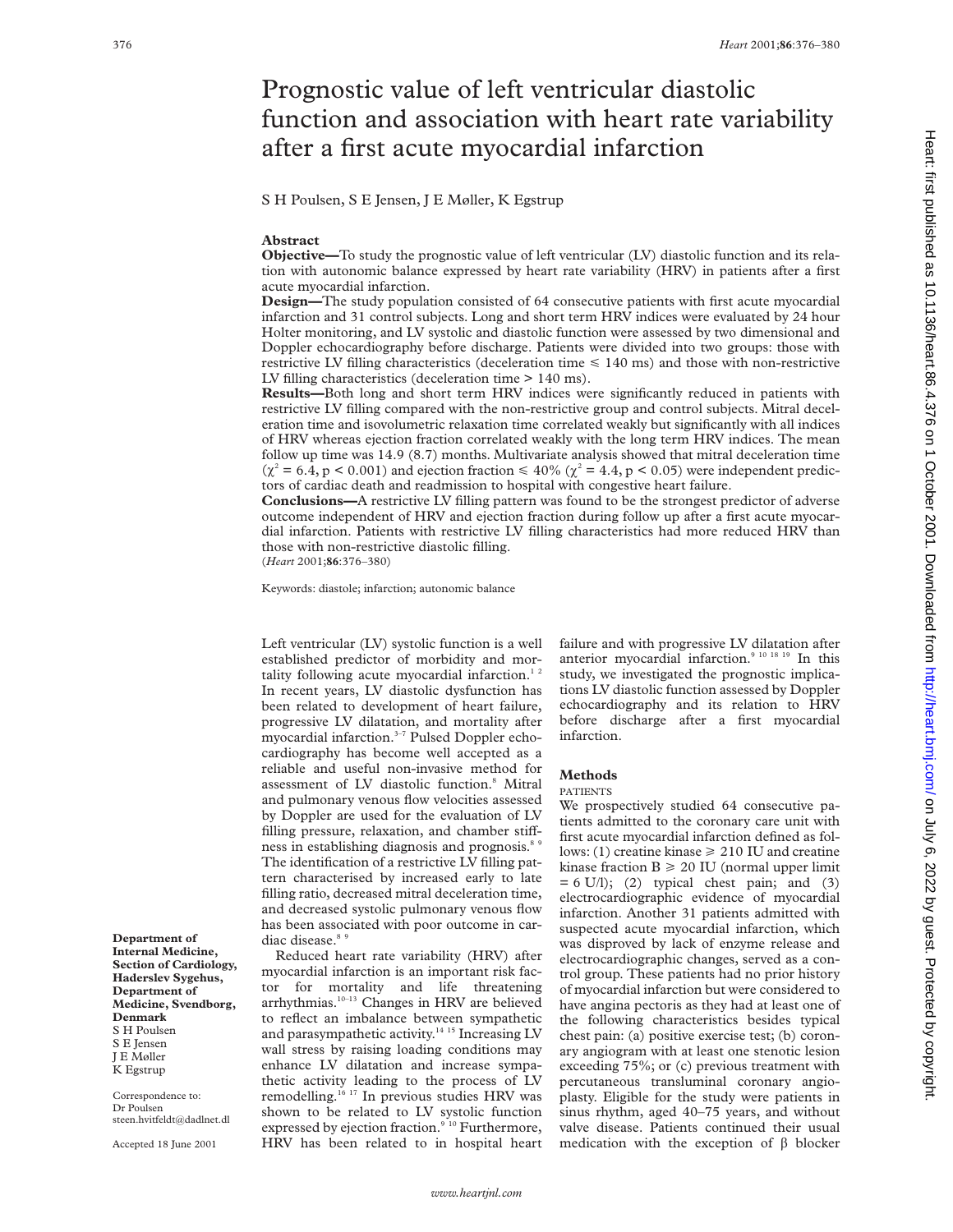# Prognostic value of left ventricular diastolic function and association with heart rate variability after a first acute myocardial infarction

S H Poulsen, S E Jensen, J E Møller, K Egstrup

## Abstract

**Objective**—To study the prognostic value of left ventricular (LV) diastolic function and its relation with autonomic balance expressed by heart rate variability (HRV) in patients after a first acute myocardial infarction.

**Design**—The study population consisted of 64 consecutive patients with first acute myocardial infarction and 31 control subjects. Long and short term HRV indices were evaluated by 24 hour Holter monitoring, and LV systolic and diastolic function were assessed by two dimensional and Doppler echocardiography before discharge. Patients were divided into two groups: those with restrictive LV filling characteristics (deceleration time ≤ 140 ms) and those with non-restrictive LV filling characteristics (deceleration time > 140 ms).

**Results**—Both long and short term HRV indices were significantly reduced in patients with restrictive LV filling compared with the non-restrictive group and control subjects. Mitral deceleration time and isovolumetric relaxation time correlated weakly but significantly with all indices of HRV whereas ejection fraction correlated weakly with the long term HRV indices. The mean follow up time was 14.9 (8.7) months. Multivariate analysis showed that mitral deceleration time ($\chi^2 = 6.4$, $p < 0.001$) and ejection fraction ≤ 40% ($\chi^2 = 4.4$, $p < 0.05$) were independent predictors of cardiac death and readmission to hospital with congestive heart failure.

**Conclusions**—A restrictive LV filling pattern was found to be the strongest predictor of adverse outcome independent of HRV and ejection fraction during follow up after a first acute myocardial infarction. Patients with restrictive LV filling characteristics had more reduced HRV than those with non-restrictive diastolic filling.

(*Heart* 2001;**86**:376–380)

Keywords: diastole; infarction; autonomic balance

Left ventricular (LV) systolic function is a well established predictor of morbidity and mortality following acute myocardial infarction.[1,2] In recent years, LV diastolic dysfunction has been related to development of heart failure, progressive LV dilatation, and mortality after myocardial infarction.[3–7] Pulsed Doppler echocardiography has become well accepted as a reliable and useful non-invasive method for assessment of LV diastolic function.[8] Mitral and pulmonary venous flow velocities assessed by Doppler are used for the evaluation of LV filling pressure, relaxation, and chamber stiffness in establishing diagnosis and prognosis.[8,9] The identification of a restrictive LV filling pattern characterised by increased early to late filling ratio, decreased mitral deceleration time, and decreased systolic pulmonary venous flow has been associated with poor outcome in cardiac disease.[8,9]

Reduced heart rate variability (HRV) after myocardial infarction is an important risk factor for mortality and life threatening arrhythmias.[10–13] Changes in HRV are believed to reflect an imbalance between sympathetic and parasympathetic activity.[14,15] Increasing LV wall stress by raising loading conditions may enhance LV dilatation and increase sympathetic activity leading to the process of LV remodelling.[16,17] In previous studies HRV was shown to be related to LV systolic function expressed by ejection fraction.[9,10] Furthermore, HRV has been related to in hospital heart failure and with progressive LV dilatation after anterior myocardial infarction.[9,10,18,19] In this study, we investigated the prognostic implications LV diastolic function assessed by Doppler echocardiography and its relation to HRV before discharge after a first myocardial infarction.

## Methods

### PATIENTS

We prospectively studied 64 consecutive patients admitted to the coronary care unit with first acute myocardial infarction defined as follows: (1) creatine kinase ≥ 210 IU and creatine kinase fraction B ≥ 20 IU (normal upper limit = 6 U/l); (2) typical chest pain; and (3) electrocardiographic evidence of myocardial infarction. Another 31 patients admitted with suspected acute myocardial infarction, which was disproved by lack of enzyme release and electrocardiographic changes, served as a control group. These patients had no prior history of myocardial infarction but were considered to have angina pectoris as they had at least one of the following characteristics besides typical chest pain: (a) positive exercise test; (b) coronary angiogram with at least one stenotic lesion exceeding 75%; or (c) previous treatment with percutaneous transluminal coronary angioplasty. Eligible for the study were patients in sinus rhythm, aged 40–75 years, and without valve disease. Patients continued their usual medication with the exception of β blocker

Department of Internal Medicine, Section of Cardiology, Haderslev Sygehus, Department of Medicine, Svendborg, Denmark
S H Poulsen
S E Jensen
J E Møller
K Egstrup

Correspondence to: Dr Poulsen steen.hvitfeldt@dadlnet.dl

Accepted 18 June 2001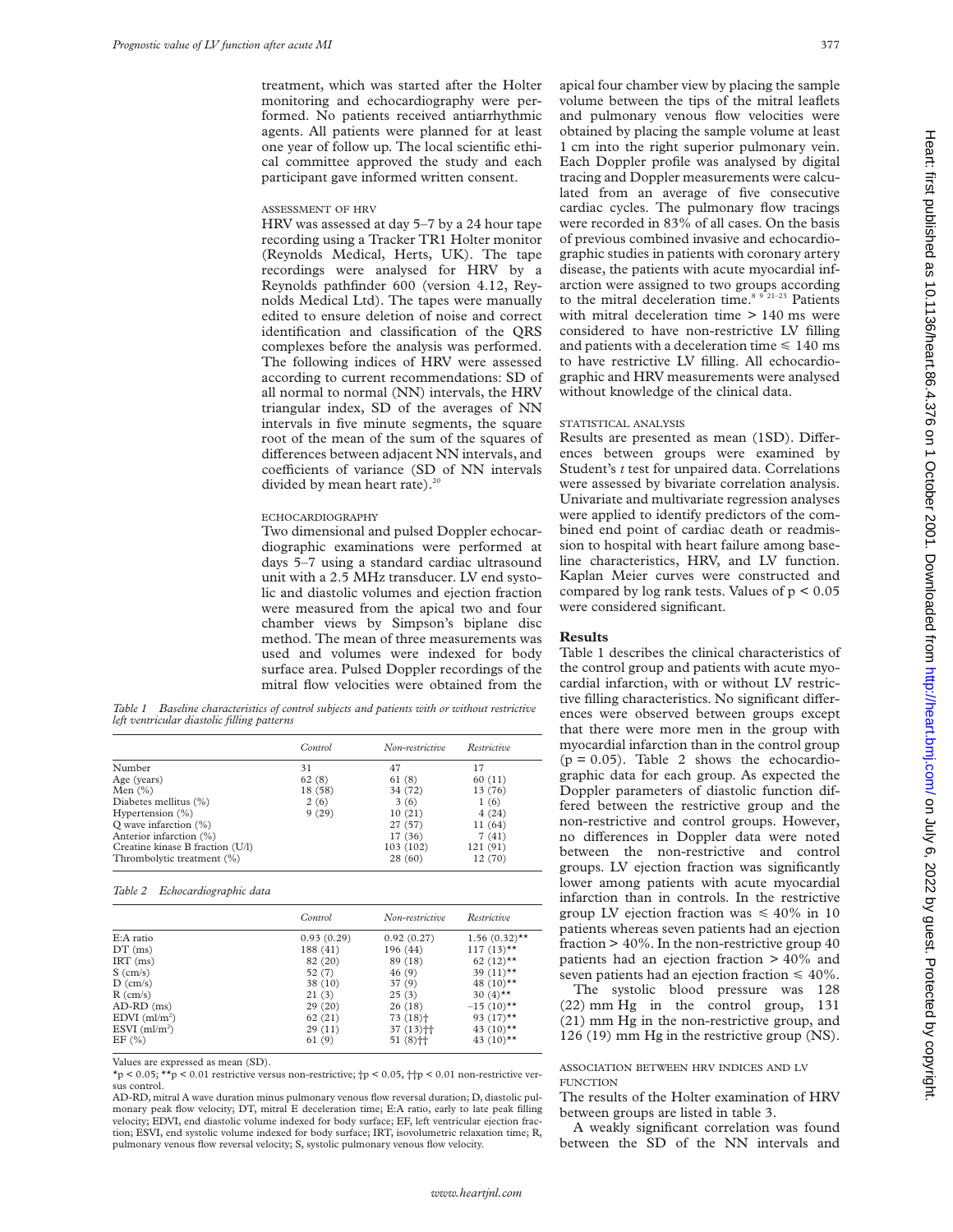treatment, which was started after the Holter monitoring and echocardiography were performed. No patients received antiarrhythmic agents. All patients were planned for at least one year of follow up. The local scientific ethical committee approved the study and each participant gave informed written consent.

### ASSESSMENT OF HRV

HRV was assessed at day 5–7 by a 24 hour tape recording using a Tracker TR1 Holter monitor (Reynolds Medical, Herts, UK). The tape recordings were analysed for HRV by a Reynolds pathfinder 600 (version 4.12, Reynolds Medical Ltd). The tapes were manually edited to ensure deletion of noise and correct identification and classification of the QRS complexes before the analysis was performed. The following indices of HRV were assessed according to current recommendations: SD of all normal to normal (NN) intervals, the HRV triangular index, SD of the averages of NN intervals in five minute segments, the square root of the mean of the sum of the squares of differences between adjacent NN intervals, and coefficients of variance (SD of NN intervals divided by mean heart rate).[20]

### ECHOCARDIOGRAPHY

Two dimensional and pulsed Doppler echocardiographic examinations were performed at days 5–7 using a standard cardiac ultrasound unit with a 2.5 MHz transducer. LV end systolic and diastolic volumes and ejection fraction were measured from the apical two and four chamber views by Simpson's biplane disc method. The mean of three measurements was used and volumes were indexed for body surface area. Pulsed Doppler recordings of the mitral flow velocities were obtained from the apical four chamber view by placing the sample volume between the tips of the mitral leaflets and pulmonary venous flow velocities were obtained by placing the sample volume at least 1 cm into the right superior pulmonary vein. Each Doppler profile was analysed by digital tracing and Doppler measurements were calculated from an average of five consecutive cardiac cycles. The pulmonary flow tracings were recorded in 83% of all cases. On the basis of previous combined invasive and echocardiographic studies in patients with coronary artery disease, the patients with acute myocardial infarction were assigned to two groups according to the mitral deceleration time.[8 9 21–23] Patients with mitral deceleration time > 140 ms were considered to have non-restrictive LV filling and patients with a deceleration time ≤ 140 ms to have restrictive LV filling. All echocardiographic and HRV measurements were analysed without knowledge of the clinical data.

### STATISTICAL ANALYSIS

Results are presented as mean (1SD). Differences between groups were examined by Student's *t* test for unpaired data. Correlations were assessed by bivariate correlation analysis. Univariate and multivariate regression analyses were applied to identify predictors of the combined end point of cardiac death or readmission to hospital with heart failure among baseline characteristics, HRV, and LV function. Kaplan Meier curves were constructed and compared by log rank tests. Values of $p < 0.05$ were considered significant.

*Table 1 Baseline characteristics of control subjects and patients with or without restrictive left ventricular diastolic filling patterns*

| | Control | Non-restrictive | Restrictive |
|---|---|---|---|
| Number | 31 | 47 | 17 |
| Age (years) | 62 (8) | 61 (8) | 60 (11) |
| Men (%) | 18 (58) | 34 (72) | 13 (76) |
| Diabetes mellitus (%) | 2 (6) | 3 (6) | 1 (6) |
| Hypertension (%) | 9 (29) | 10 (21) | 4 (24) |
| Q wave infarction (%) | | 27 (57) | 11 (64) |
| Anterior infarction (%) | | 17 (36) | 7 (41) |
| Creatine kinase B fraction (U/l) | | 103 (102) | 121 (91) |
| Thrombolytic treatment (%) | | 28 (60) | 12 (70) |

*Table 2 Echocardiographic data*

| | Control | Non-restrictive | Restrictive |
|---|---|---|---|
| E:A ratio | 0.93 (0.29) | 0.92 (0.27) | 1.56 (0.32)** |
| DT (ms) | 188 (41) | 196 (44) | 117 (13)** |
| IRT (ms) | 82 (20) | 89 (18) | 62 (12)** |
| S (cm/s) | 52 (7) | 46 (9) | 39 (11)** |
| D (cm/s) | 38 (10) | 37 (9) | 48 (10)** |
| R (cm/s) | 21 (3) | 25 (3) | 30 (4)** |
| AD-RD (ms) | 29 (20) | 26 (18) | −15 (10)** |
| EDVI (ml/m²) | 62 (21) | 73 (18)† | 93 (17)** |
| ESVI (ml/m²) | 29 (11) | 37 (13)†† | 43 (10)** |
| EF (%) | 61 (9) | 51 (8)†† | 43 (10)** |

Values are expressed as mean (SD).

*$p < 0.05$; **$p < 0.01$ restrictive versus non-restrictive; †$p < 0.05$, ††$p < 0.01$ non-restrictive versus control.

AD-RD, mitral A wave duration minus pulmonary venous flow reversal duration; D, diastolic pulmonary peak flow velocity; DT, mitral E deceleration time; E:A ratio, early to late peak filling velocity; EDVI, end diastolic volume indexed for body surface; EF, left ventricular ejection fraction; ESVI, end systolic volume indexed for body surface; IRT, isovolumetric relaxation time; R, pulmonary venous flow reversal velocity; S, systolic pulmonary venous flow velocity.

## Results

Table 1 describes the clinical characteristics of the control group and patients with acute myocardial infarction, with or without LV restrictive filling characteristics. No significant differences were observed between groups except that there were more men in the group with myocardial infarction than in the control group ($p = 0.05$). Table 2 shows the echocardiographic data for each group. As expected the Doppler parameters of diastolic function differed between the restrictive group and the non-restrictive and control groups. However, no differences in Doppler data were noted between the non-restrictive and control groups. LV ejection fraction was significantly lower among patients with acute myocardial infarction than in controls. In the restrictive group LV ejection fraction was ≤ 40% in 10 patients whereas seven patients had an ejection fraction > 40%. In the non-restrictive group 40 patients had an ejection fraction > 40% and seven patients had an ejection fraction ≤ 40%.

The systolic blood pressure was 128 (22) mm Hg in the control group, 131 (21) mm Hg in the non-restrictive group, and 126 (19) mm Hg in the restrictive group (NS).

### ASSOCIATION BETWEEN HRV INDICES AND LV FUNCTION

The results of the Holter examination of HRV between groups are listed in table 3.

A weakly significant correlation was found between the SD of the NN intervals and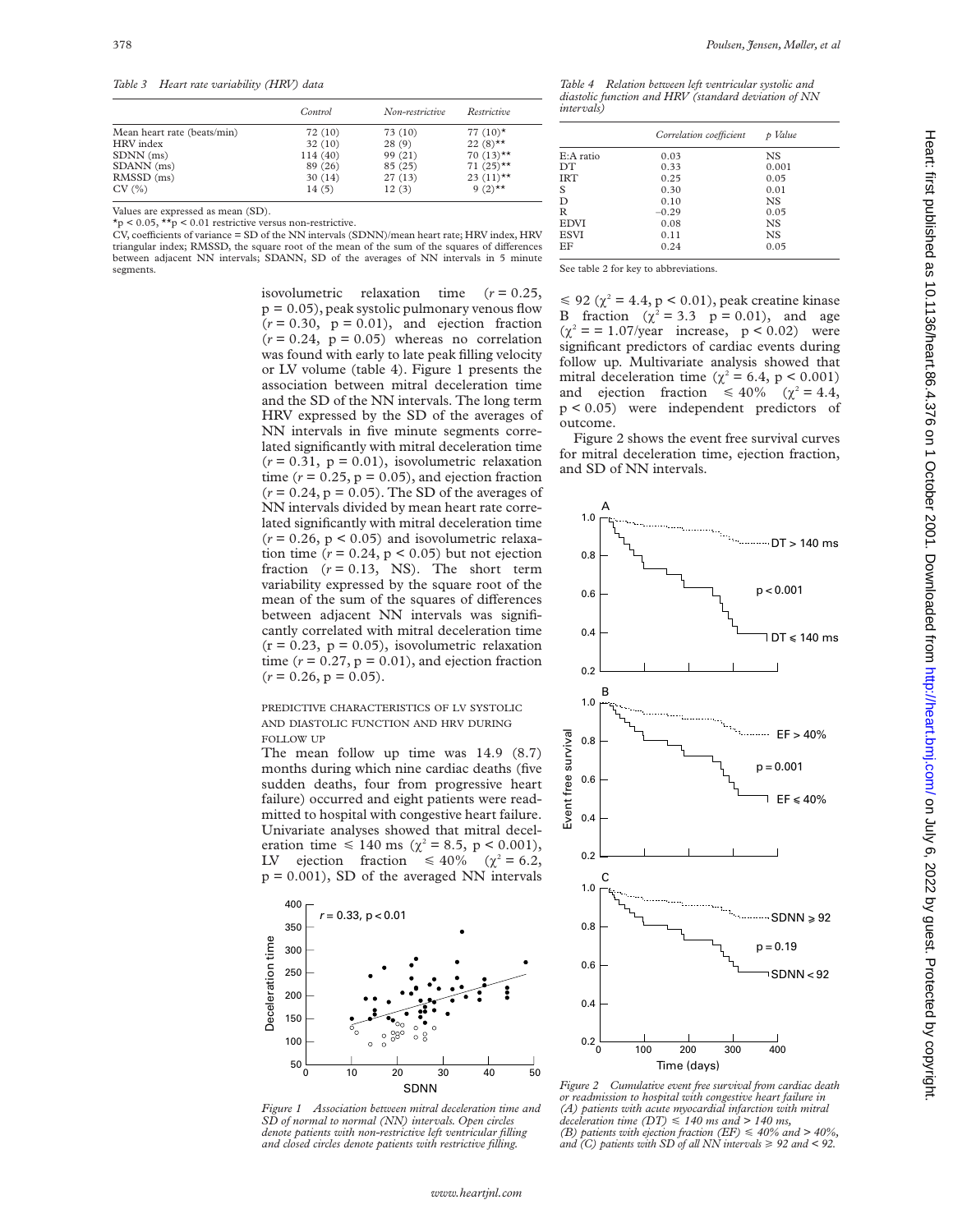*Table 3 Heart rate variability (HRV) data*

| | Control | Non-restrictive | Restrictive |
|---|---|---|---|
| Mean heart rate (beats/min) | 72 (10) | 73 (10) | 77 (10)* |
| HRV index | 32 (10) | 28 (9) | 22 (8)** |
| SDNN (ms) | 114 (40) | 99 (21) | 70 (13)** |
| SDANN (ms) | 89 (26) | 85 (25) | 71 (25)** |
| RMSSD (ms) | 30 (14) | 27 (13) | 23 (11)** |
| CV (%) | 14 (5) | 12 (3) | 9 (2)** |

Values are expressed as mean (SD).
*p < 0.05, **p < 0.01 restrictive versus non-restrictive.
CV, coefficients of variance = SD of the NN intervals (SDNN)/mean heart rate; HRV index, HRV triangular index; RMSSD, the square root of the mean of the sum of the squares of differences between adjacent NN intervals; SDANN, SD of the averages of NN intervals in 5 minute segments.

*Table 4 Relation between left ventricular systolic and diastolic function and HRV (standard deviation of NN intervals)*

| | Correlation coefficient | p Value |
|---|---|---|
| E:A ratio | 0.03 | NS |
| DT | 0.33 | 0.001 |
| IRT | 0.25 | 0.05 |
| S | 0.30 | 0.01 |
| D | 0.10 | NS |
| R | −0.29 | 0.05 |
| EDVI | 0.08 | NS |
| ESVI | 0.11 | NS |
| EF | 0.24 | 0.05 |

See table 2 for key to abbreviations.

isovolumetric relaxation time ($r = 0.25$, $p = 0.05$), peak systolic pulmonary venous flow ($r = 0.30$, $p = 0.01$), and ejection fraction ($r = 0.24$, $p = 0.05$) whereas no correlation was found with early to late peak filling velocity or LV volume (table 4). Figure 1 presents the association between mitral deceleration time and the SD of the NN intervals. The long term HRV expressed by the SD of the averages of NN intervals in five minute segments correlated significantly with mitral deceleration time ($r = 0.31$, $p = 0.01$), isovolumetric relaxation time ($r = 0.25$, $p = 0.05$), and ejection fraction ($r = 0.24$, $p = 0.05$). The SD of the averages of NN intervals divided by mean heart rate correlated significantly with mitral deceleration time ($r = 0.26$, $p < 0.05$) and isovolumetric relaxation time ($r = 0.24$, $p < 0.05$) but not ejection fraction ($r = 0.13$, NS). The short term variability expressed by the square root of the mean of the sum of the squares of differences between adjacent NN intervals was significantly correlated with mitral deceleration time ($r = 0.23$, $p = 0.05$), isovolumetric relaxation time ($r = 0.27$, $p = 0.01$), and ejection fraction ($r = 0.26$, $p = 0.05$).

### PREDICTIVE CHARACTERISTICS OF LV SYSTOLIC AND DIASTOLIC FUNCTION AND HRV DURING FOLLOW UP

The mean follow up time was 14.9 (8.7) months during which nine cardiac deaths (five sudden deaths, four from progressive heart failure) occurred and eight patients were readmitted to hospital with congestive heart failure. Univariate analyses showed that mitral deceleration time ≤ 140 ms ($\chi^2 = 8.5$, $p < 0.001$), LV ejection fraction ≤ 40% ($\chi^2 = 6.2$, $p = 0.001$), SD of the averaged NN intervals ≤ 92 ($\chi^2 = 4.4$, $p < 0.01$), peak creatine kinase B fraction ($\chi^2 = 3.3$ $p = 0.01$), and age ($\chi^2 = = 1.07$/year increase, $p < 0.02$) were significant predictors of cardiac events during follow up. Multivariate analysis showed that mitral deceleration time ($\chi^2 = 6.4$, $p < 0.001$) and ejection fraction ≤ 40% ($\chi^2 = 4.4$, $p < 0.05$) were independent predictors of outcome.

Figure 2 shows the event free survival curves for mitral deceleration time, ejection fraction, and SD of NN intervals.

*Figure 1 Association between mitral deceleration time and SD of normal to normal (NN) intervals. Open circles denote patients with non-restrictive left ventricular filling and closed circles denote patients with restrictive filling.*

*Figure 2 Cumulative event free survival from cardiac death or readmission to hospital with congestive heart failure in (A) patients with acute myocardial infarction with mitral deceleration time (DT) ≤ 140 ms and > 140 ms, (B) patients with ejection fraction (EF) ≤ 40% and > 40%, and (C) patients with SD of all NN intervals ≥ 92 and < 92.*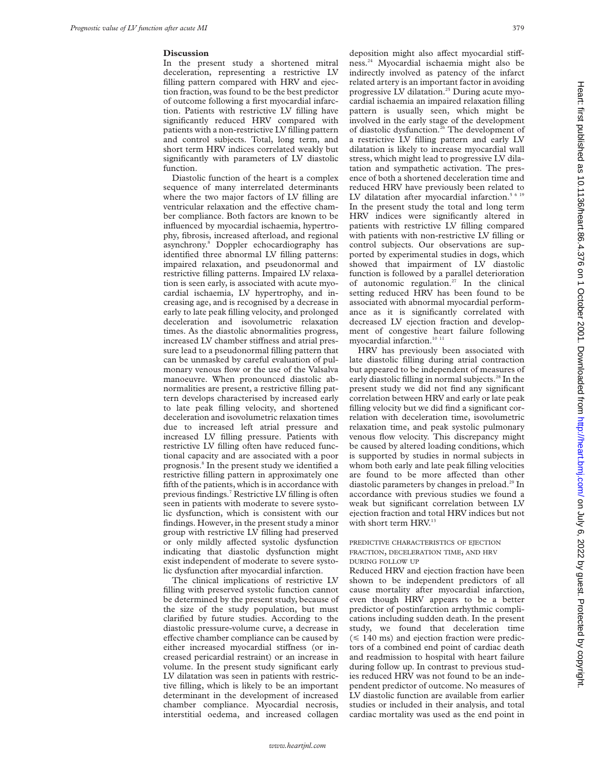## Discussion

In the present study a shortened mitral deceleration, representing a restrictive LV filling pattern compared with HRV and ejection fraction, was found to be the best predictor of outcome following a first myocardial infarction. Patients with restrictive LV filling have significantly reduced HRV compared with patients with a non-restrictive LV filling pattern and control subjects. Total, long term, and short term HRV indices correlated weakly but significantly with parameters of LV diastolic function.

Diastolic function of the heart is a complex sequence of many interrelated determinants where the two major factors of LV filling are ventricular relaxation and the effective chamber compliance. Both factors are known to be influenced by myocardial ischaemia, hypertrophy, fibrosis, increased afterload, and regional asynchrony.[8] Doppler echocardiography has identified three abnormal LV filling patterns: impaired relaxation, and pseudonormal and restrictive filling patterns. Impaired LV relaxation is seen early, is associated with acute myocardial ischaemia, LV hypertrophy, and increasing age, and is recognised by a decrease in early to late peak filling velocity, and prolonged deceleration and isovolumetric relaxation times. As the diastolic abnormalities progress, increased LV chamber stiffness and atrial pressure lead to a pseudonormal filling pattern that can be unmasked by careful evaluation of pulmonary venous flow or the use of the Valsalva manoeuvre. When pronounced diastolic abnormalities are present, a restrictive filling pattern develops characterised by increased early to late peak filling velocity, and shortened deceleration and isovolumetric relaxation times due to increased left atrial pressure and increased LV filling pressure. Patients with restrictive LV filling often have reduced functional capacity and are associated with a poor prognosis.[8] In the present study we identified a restrictive filling pattern in approximately one fifth of the patients, which is in accordance with previous findings.[7] Restrictive LV filling is often seen in patients with moderate to severe systolic dysfunction, which is consistent with our findings. However, in the present study a minor group with restrictive LV filling had preserved or only mildly affected systolic dysfunction indicating that diastolic dysfunction might exist independent of moderate to severe systolic dysfunction after myocardial infarction.

The clinical implications of restrictive LV filling with preserved systolic function cannot be determined by the present study, because of the size of the study population, but must clarified by future studies. According to the diastolic pressure-volume curve, a decrease in effective chamber compliance can be caused by either increased myocardial stiffness (or increased pericardial restraint) or an increase in volume. In the present study significant early LV dilatation was seen in patients with restrictive filling, which is likely to be an important determinant in the development of increased chamber compliance. Myocardial necrosis, interstitial oedema, and increased collagen deposition might also affect myocardial stiffness.[24] Myocardial ischaemia might also be indirectly involved as patency of the infarct related artery is an important factor in avoiding progressive LV dilatation.[25] During acute myocardial ischaemia an impaired relaxation filling pattern is usually seen, which might be involved in the early stage of the development of diastolic dysfunction.[26] The development of a restrictive LV filling pattern and early LV dilatation is likely to increase myocardial wall stress, which might lead to progressive LV dilatation and sympathetic activation. The presence of both a shortened deceleration time and reduced HRV have previously been related to LV dilatation after myocardial infarction.[5 6 19] In the present study the total and long term HRV indices were significantly altered in patients with restrictive LV filling compared with patients with non-restrictive LV filling or control subjects. Our observations are supported by experimental studies in dogs, which showed that impairment of LV diastolic function is followed by a parallel deterioration of autonomic regulation.[27] In the clinical setting reduced HRV has been found to be associated with abnormal myocardial performance as it is significantly correlated with decreased LV ejection fraction and development of congestive heart failure following myocardial infarction.[10 11]

HRV has previously been associated with late diastolic filling during atrial contraction but appeared to be independent of measures of early diastolic filling in normal subjects.[28] In the present study we did not find any significant correlation between HRV and early or late peak filling velocity but we did find a significant correlation with deceleration time, isovolumetric relaxation time, and peak systolic pulmonary venous flow velocity. This discrepancy might be caused by altered loading conditions, which is supported by studies in normal subjects in whom both early and late peak filling velocities are found to be more affected than other diastolic parameters by changes in preload.[29] In accordance with previous studies we found a weak but significant correlation between LV ejection fraction and total HRV indices but not with short term HRV.[13]

### PREDICTIVE CHARACTERISTICS OF EJECTION FRACTION, DECELERATION TIME, AND HRV DURING FOLLOW UP

Reduced HRV and ejection fraction have been shown to be independent predictors of all cause mortality after myocardial infarction, even though HRV appears to be a better predictor of postinfarction arrhythmic complications including sudden death. In the present study, we found that deceleration time ($\leq$ 140 ms) and ejection fraction were predictors of a combined end point of cardiac death and readmission to hospital with heart failure during follow up. In contrast to previous studies reduced HRV was not found to be an independent predictor of outcome. No measures of LV diastolic function are available from earlier studies or included in their analysis, and total cardiac mortality was used as the end point in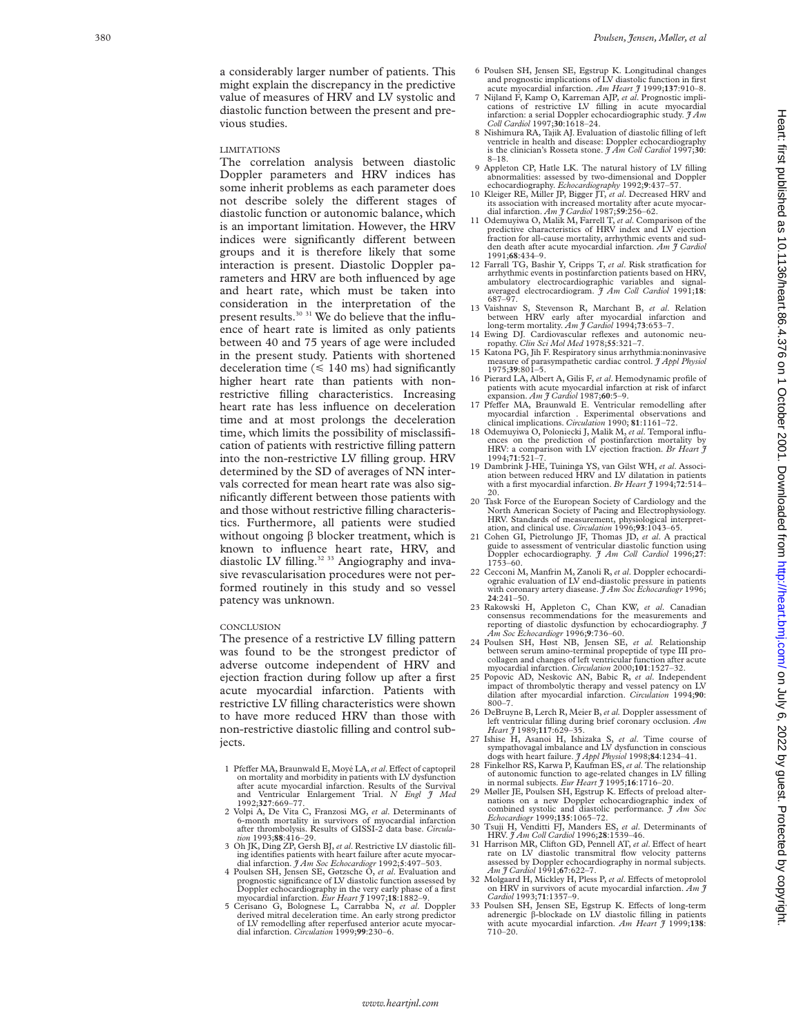a considerably larger number of patients. This might explain the discrepancy in the predictive value of measures of HRV and LV systolic and diastolic function between the present and previous studies.

### LIMITATIONS

The correlation analysis between diastolic Doppler parameters and HRV indices has some inherit problems as each parameter does not describe solely the different stages of diastolic function or autonomic balance, which is an important limitation. However, the HRV indices were significantly different between groups and it is therefore likely that some interaction is present. Diastolic Doppler parameters and HRV are both influenced by age and heart rate, which must be taken into consideration in the interpretation of the present results.[30 31] We do believe that the influence of heart rate is limited as only patients between 40 and 75 years of age were included in the present study. Patients with shortened deceleration time (≤ 140 ms) had significantly higher heart rate than patients with non-restrictive filling characteristics. Increasing heart rate has less influence on deceleration time and at most prolongs the deceleration time, which limits the possibility of misclassification of patients with restrictive filling pattern into the non-restrictive LV filling group. HRV determined by the SD of averages of NN intervals corrected for mean heart rate was also significantly different between those patients with and those without restrictive filling characteristics. Furthermore, all patients were studied without ongoing β blocker treatment, which is known to influence heart rate, HRV, and diastolic LV filling.[32 33] Angiography and invasive revascularisation procedures were not performed routinely in this study and so vessel patency was unknown.

### CONCLUSION

The presence of a restrictive LV filling pattern was found to be the strongest predictor of adverse outcome independent of HRV and ejection fraction during follow up after a first acute myocardial infarction. Patients with restrictive LV filling characteristics were shown to have more reduced HRV than those with non-restrictive diastolic filling and control subjects.

1 Pfeffer MA, Braunwald E, Moyé LA, *et al*. Effect of captopril on mortality and morbidity in patients with LV dysfunction after acute myocardial infarction. Results of the Survival and Ventricular Enlargement Trial. *N Engl J Med* 1992;**327**:669–77.
2 Volpi A, De Vita C, Franzosi MG, *et al*. Determinants of 6-month mortality in survivors of myocardial infarction after thrombolysis. Results of GISSI-2 data base. *Circulation* 1993;**88**:416–29.
3 Oh JK, Ding ZP, Gersh BJ, *et al*. Restrictive LV diastolic filling identifies patients with heart failure after acute myocardial infarction. *J Am Soc Echocardiogr* 1992;**5**:497–503.
4 Poulsen SH, Jensen SE, Gøtzsche O, *et al*. Evaluation and prognostic significance of LV diastolic function assessed by Doppler echocardiography in the very early phase of a first myocardial infarction. *Eur Heart J* 1997;**18**:1882–9.
5 Cerisano G, Bolognese L, Carrabba N, *et al*. Doppler derived mitral deceleration time. An early strong predictor of LV remodelling after reperfused anterior acute myocardial infarction. *Circulation* 1999;**99**:230–6.
6 Poulsen SH, Jensen SE, Egstrup K. Longitudinal changes and prognostic implications of LV diastolic function in first acute myocardial infarction. *Am Heart J* 1999;**137**:910–8.
7 Nijland F, Kamp O, Karreman AJP, *et al*. Prognostic implications of restrictive LV filling in acute myocardial infarction: a serial Doppler echocardiographic study. *J Am Coll Cardiol* 1997;**30**:1618–24.
8 Nishimura RA, Tajik AJ. Evaluation of diastolic filling of left ventricle in health and disease: Doppler echocardiography is the clinician's Rosseta stone. *J Am Coll Cardiol* 1997;**30**: 8–18.
9 Appleton CP, Hatle LK. The natural history of LV filling abnormalities: assessed by two-dimensional and Doppler echocardiography. *Echocardiography* 1992;**9**:437–57.
10 Kleiger RE, Miller JP, Bigger JT, *et al*. Decreased HRV and its association with increased mortality after acute myocardial infarction. *Am J Cardiol* 1987;**59**:256–62.
11 Odemuyiwa O, Malik M, Farrell T, *et al*. Comparison of the predictive characteristics of HRV index and LV ejection fraction for all-cause mortality, arrhythmic events and sudden death after acute myocardial infarction. *Am J Cardiol* 1991;**68**:434–9.
12 Farrall TG, Bashir Y, Cripps T, *et al*. Risk stratfication for arrhythmic events in postinfarction patients based on HRV, ambulatory electrocardiographic variables and signal-averaged electrocardiogram. *J Am Coll Cardiol* 1991;**18**: 687–97.
13 Vaishnav S, Stevenson R, Marchant B, *et al*. Relation between HRV early after myocardial infarction and long-term mortality. *Am J Cardiol* 1994;**73**:653–7.
14 Ewing DJ. Cardiovascular reflexes and autonomic neuropathy. *Clin Sci Mol Med* 1978;**55**:321–7.
15 Katona PG, Jih F. Respiratory sinus arrhythmia:noninvasive measure of parasympathetic cardiac control. *J Appl Physiol* 1975;**39**:801–5.
16 Pierard LA, Albert A, Gilis F, *et al*. Hemodynamic profile of patients with acute myocardial infarction at risk of infarct expansion. *Am J Cardiol* 1987;**60**:5–9.
17 Pfeffer MA, Braunwald E. Ventricular remodelling after myocardial infarction . Experimental observations and clinical implications. *Circulation* 1990; **81**:1161–72.
18 Odemuyiwa O, Poloniecki J, Malik M, *et al*. Temporal influences on the prediction of postinfarction mortality by HRV: a comparison with LV ejection fraction. *Br Heart J* 1994;**71**:521–7.
19 Dambrink J-HE, Tuininga YS, van Gilst WH, *et al*. Association between reduced HRV and LV dilatation in patients with a first myocardial infarction. *Br Heart J* 1994;**72**:514–20.
20 Task Force of the European Society of Cardiology and the North American Society of Pacing and Electrophysiology. HRV. Standards of measurement, physiological interpretation, and clinical use. *Circulation* 1996;**93**:1043–65.
21 Cohen GI, Pietrolungo JF, Thomas JD, *et al*. A practical guide to assessment of ventricular diastolic function using Doppler echocardiography. *J Am Coll Cardiol* 1996;**27**: 1753–60.
22 Cecconi M, Manfrin M, Zanoli R, *et al*. Doppler echocardiograhic evaluation of LV end-diastolic pressure in patients with coronary artery diasease. *J Am Soc Echocardiogr* 1996; **24**:241–50.
23 Rakowski H, Appleton C, Chan KW, *et al*. Canadian consensus recommendations for the measurements and reporting of diastolic dysfunction by echocardiography. *J Am Soc Echocardiogr* 1996;**9**:736–60.
24 Poulsen SH, Høst NB, Jensen SE, *et al.* Relationship between serum amino-terminal propeptide of type III procollagen and changes of left ventricular function after acute myocardial infarction. *Circulation* 2000;**101**:1527–32.
25 Popovic AD, Neskovic AN, Babic R, *et al*. Independent impact of thrombolytic therapy and vessel patency on LV dilation after myocardial infarction. *Circulation* 1994;**90**: 800–7.
26 DeBruyne B, Lerch R, Meier B, *et al.* Doppler assessment of left ventricular filling during brief coronary occlusion. *Am Heart J* 1989;**117**:629–35.
27 Ishise H, Asanoi H, Ishizaka S, *et al*. Time course of sympathovagal imbalance and LV dysfunction in conscious dogs with heart failure. *J Appl Physiol* 1998;**84**:1234–41.
28 Finkelhor RS, Karwa P, Kaufman ES, *et al*. The relationship of autonomic function to age-related changes in LV filling in normal subjects. *Eur Heart J* 1995;**16**:1716–20.
29 Møller JE, Poulsen SH, Egstrup K. Effects of preload alternations on a new Doppler echocardiographic index of combined systolic and diastolic performance. *J Am Soc Echocardiogr* 1999;**135**:1065–72.
30 Tsuji H, Venditti FJ, Manders ES, *et al*. Determinants of HRV. *J Am Coll Cardiol* 1996;**28**:1539–46.
31 Harrison MR, Clifton GD, Pennell AT, *et al*. Effect of heart rate on LV diastolic transmitral flow velocity patterns assessed by Doppler echocardiography in normal subjects. *Am J Cardiol* 1991;**67**:622–7.
32 Molgaard H, Mickley H, Pless P, *et al*. Effects of metoprolol on HRV in survivors of acute myocardial infarction. *Am J Cardiol* 1993;**71**:1357–9.
33 Poulsen SH, Jensen SE, Egstrup K. Effects of long-term adrenergic β-blockade on LV diastolic filling in patients with acute myocardial infarction. *Am Heart J* 1999;**138**: 710–20.